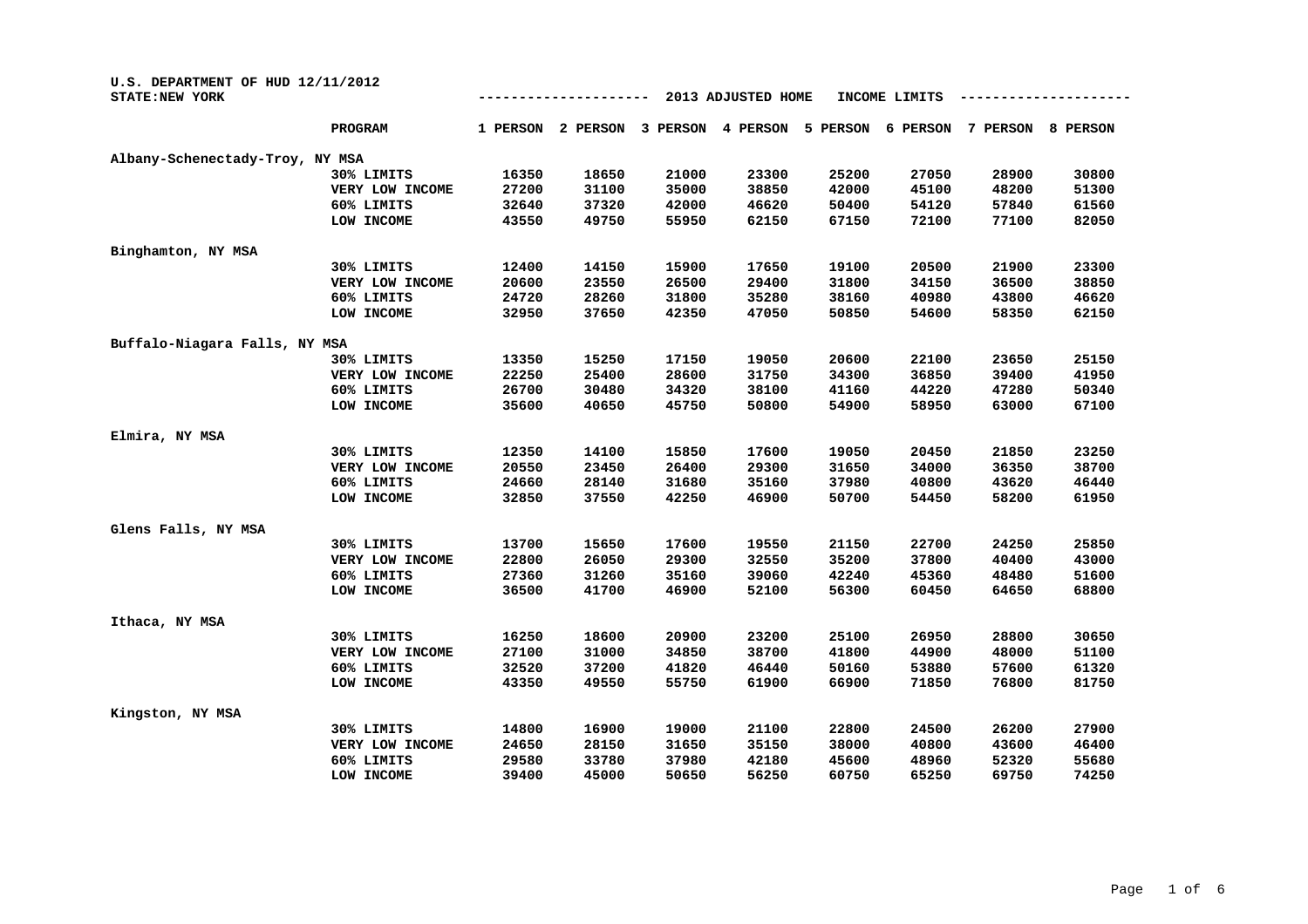U.S. DEPARTMENT OF HUD 12/11/2012
STATE: NEW YORK

## 2013 ADJUSTED HOME INCOME LIMITS

| | PROGRAM | 1 PERSON | 2 PERSON | 3 PERSON | 4 PERSON | 5 PERSON | 6 PERSON | 7 PERSON | 8 PERSON |
|---|---|---|---|---|---|---|---|---|---|
| Albany-Schenectady-Troy, NY MSA | | | | | | | | | |
| | 30% LIMITS | 16350 | 18650 | 21000 | 23300 | 25200 | 27050 | 28900 | 30800 |
| | VERY LOW INCOME | 27200 | 31100 | 35000 | 38850 | 42000 | 45100 | 48200 | 51300 |
| | 60% LIMITS | 32640 | 37320 | 42000 | 46620 | 50400 | 54120 | 57840 | 61560 |
| | LOW INCOME | 43550 | 49750 | 55950 | 62150 | 67150 | 72100 | 77100 | 82050 |
| Binghamton, NY MSA | | | | | | | | | |
| | 30% LIMITS | 12400 | 14150 | 15900 | 17650 | 19100 | 20500 | 21900 | 23300 |
| | VERY LOW INCOME | 20600 | 23550 | 26500 | 29400 | 31800 | 34150 | 36500 | 38850 |
| | 60% LIMITS | 24720 | 28260 | 31800 | 35280 | 38160 | 40980 | 43800 | 46620 |
| | LOW INCOME | 32950 | 37650 | 42350 | 47050 | 50850 | 54600 | 58350 | 62150 |
| Buffalo-Niagara Falls, NY MSA | | | | | | | | | |
| | 30% LIMITS | 13350 | 15250 | 17150 | 19050 | 20600 | 22100 | 23650 | 25150 |
| | VERY LOW INCOME | 22250 | 25400 | 28600 | 31750 | 34300 | 36850 | 39400 | 41950 |
| | 60% LIMITS | 26700 | 30480 | 34320 | 38100 | 41160 | 44220 | 47280 | 50340 |
| | LOW INCOME | 35600 | 40650 | 45750 | 50800 | 54900 | 58950 | 63000 | 67100 |
| Elmira, NY MSA | | | | | | | | | |
| | 30% LIMITS | 12350 | 14100 | 15850 | 17600 | 19050 | 20450 | 21850 | 23250 |
| | VERY LOW INCOME | 20550 | 23450 | 26400 | 29300 | 31650 | 34000 | 36350 | 38700 |
| | 60% LIMITS | 24660 | 28140 | 31680 | 35160 | 37980 | 40800 | 43620 | 46440 |
| | LOW INCOME | 32850 | 37550 | 42250 | 46900 | 50700 | 54450 | 58200 | 61950 |
| Glens Falls, NY MSA | | | | | | | | | |
| | 30% LIMITS | 13700 | 15650 | 17600 | 19550 | 21150 | 22700 | 24250 | 25850 |
| | VERY LOW INCOME | 22800 | 26050 | 29300 | 32550 | 35200 | 37800 | 40400 | 43000 |
| | 60% LIMITS | 27360 | 31260 | 35160 | 39060 | 42240 | 45360 | 48480 | 51600 |
| | LOW INCOME | 36500 | 41700 | 46900 | 52100 | 56300 | 60450 | 64650 | 68800 |
| Ithaca, NY MSA | | | | | | | | | |
| | 30% LIMITS | 16250 | 18600 | 20900 | 23200 | 25100 | 26950 | 28800 | 30650 |
| | VERY LOW INCOME | 27100 | 31000 | 34850 | 38700 | 41800 | 44900 | 48000 | 51100 |
| | 60% LIMITS | 32520 | 37200 | 41820 | 46440 | 50160 | 53880 | 57600 | 61320 |
| | LOW INCOME | 43350 | 49550 | 55750 | 61900 | 66900 | 71850 | 76800 | 81750 |
| Kingston, NY MSA | | | | | | | | | |
| | 30% LIMITS | 14800 | 16900 | 19000 | 21100 | 22800 | 24500 | 26200 | 27900 |
| | VERY LOW INCOME | 24650 | 28150 | 31650 | 35150 | 38000 | 40800 | 43600 | 46400 |
| | 60% LIMITS | 29580 | 33780 | 37980 | 42180 | 45600 | 48960 | 52320 | 55680 |
| | LOW INCOME | 39400 | 45000 | 50650 | 56250 | 60750 | 65250 | 69750 | 74250 |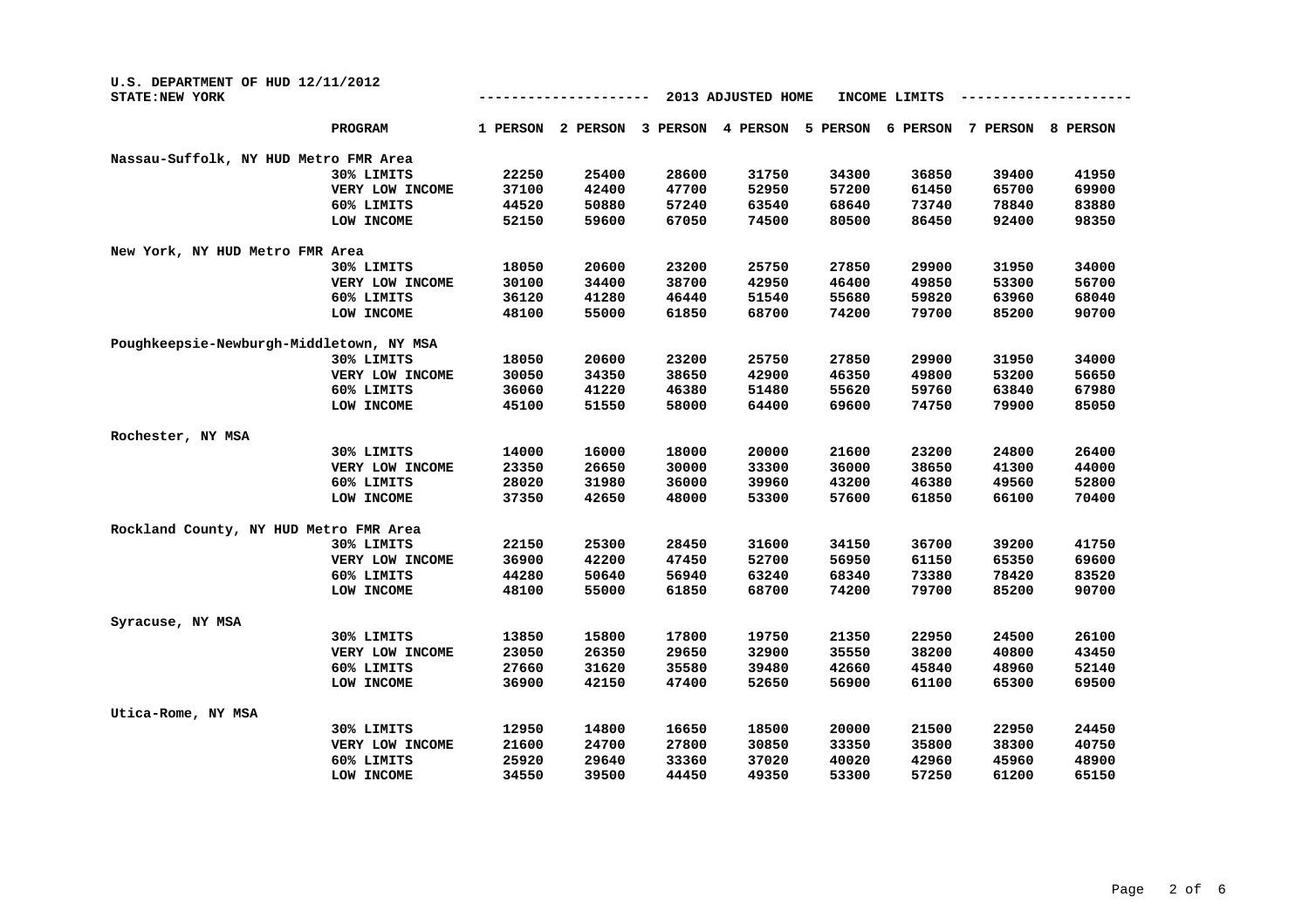U.S. DEPARTMENT OF HUD 12/11/2012
STATE:NEW YORK

| | PROGRAM | 1 PERSON | 2 PERSON | 3 PERSON | 4 PERSON | 5 PERSON | 6 PERSON | 7 PERSON | 8 PERSON |
|---|---|---|---|---|---|---|---|---|---|
| | | 2013 ADJUSTED HOME INCOME LIMITS | | | | | | | |
| **Nassau-Suffolk, NY HUD Metro FMR Area** | | | | | | | | | |
| | 30% LIMITS | 22250 | 25400 | 28600 | 31750 | 34300 | 36850 | 39400 | 41950 |
| | VERY LOW INCOME | 37100 | 42400 | 47700 | 52950 | 57200 | 61450 | 65700 | 69900 |
| | 60% LIMITS | 44520 | 50880 | 57240 | 63540 | 68640 | 73740 | 78840 | 83880 |
| | LOW INCOME | 52150 | 59600 | 67050 | 74500 | 80500 | 86450 | 92400 | 98350 |
| **New York, NY HUD Metro FMR Area** | | | | | | | | | |
| | 30% LIMITS | 18050 | 20600 | 23200 | 25750 | 27850 | 29900 | 31950 | 34000 |
| | VERY LOW INCOME | 30100 | 34400 | 38700 | 42950 | 46400 | 49850 | 53300 | 56700 |
| | 60% LIMITS | 36120 | 41280 | 46440 | 51540 | 55680 | 59820 | 63960 | 68040 |
| | LOW INCOME | 48100 | 55000 | 61850 | 68700 | 74200 | 79700 | 85200 | 90700 |
| **Poughkeepsie-Newburgh-Middletown, NY MSA** | | | | | | | | | |
| | 30% LIMITS | 18050 | 20600 | 23200 | 25750 | 27850 | 29900 | 31950 | 34000 |
| | VERY LOW INCOME | 30050 | 34350 | 38650 | 42900 | 46350 | 49800 | 53200 | 56650 |
| | 60% LIMITS | 36060 | 41220 | 46380 | 51480 | 55620 | 59760 | 63840 | 67980 |
| | LOW INCOME | 45100 | 51550 | 58000 | 64400 | 69600 | 74750 | 79900 | 85050 |
| **Rochester, NY MSA** | | | | | | | | | |
| | 30% LIMITS | 14000 | 16000 | 18000 | 20000 | 21600 | 23200 | 24800 | 26400 |
| | VERY LOW INCOME | 23350 | 26650 | 30000 | 33300 | 36000 | 38650 | 41300 | 44000 |
| | 60% LIMITS | 28020 | 31980 | 36000 | 39960 | 43200 | 46380 | 49560 | 52800 |
| | LOW INCOME | 37350 | 42650 | 48000 | 53300 | 57600 | 61850 | 66100 | 70400 |
| **Rockland County, NY HUD Metro FMR Area** | | | | | | | | | |
| | 30% LIMITS | 22150 | 25300 | 28450 | 31600 | 34150 | 36700 | 39200 | 41750 |
| | VERY LOW INCOME | 36900 | 42200 | 47450 | 52700 | 56950 | 61150 | 65350 | 69600 |
| | 60% LIMITS | 44280 | 50640 | 56940 | 63240 | 68340 | 73380 | 78420 | 83520 |
| | LOW INCOME | 48100 | 55000 | 61850 | 68700 | 74200 | 79700 | 85200 | 90700 |
| **Syracuse, NY MSA** | | | | | | | | | |
| | 30% LIMITS | 13850 | 15800 | 17800 | 19750 | 21350 | 22950 | 24500 | 26100 |
| | VERY LOW INCOME | 23050 | 26350 | 29650 | 32900 | 35550 | 38200 | 40800 | 43450 |
| | 60% LIMITS | 27660 | 31620 | 35580 | 39480 | 42660 | 45840 | 48960 | 52140 |
| | LOW INCOME | 36900 | 42150 | 47400 | 52650 | 56900 | 61100 | 65300 | 69500 |
| **Utica-Rome, NY MSA** | | | | | | | | | |
| | 30% LIMITS | 12950 | 14800 | 16650 | 18500 | 20000 | 21500 | 22950 | 24450 |
| | VERY LOW INCOME | 21600 | 24700 | 27800 | 30850 | 33350 | 35800 | 38300 | 40750 |
| | 60% LIMITS | 25920 | 29640 | 33360 | 37020 | 40020 | 42960 | 45960 | 48900 |
| | LOW INCOME | 34550 | 39500 | 44450 | 49350 | 53300 | 57250 | 61200 | 65150 |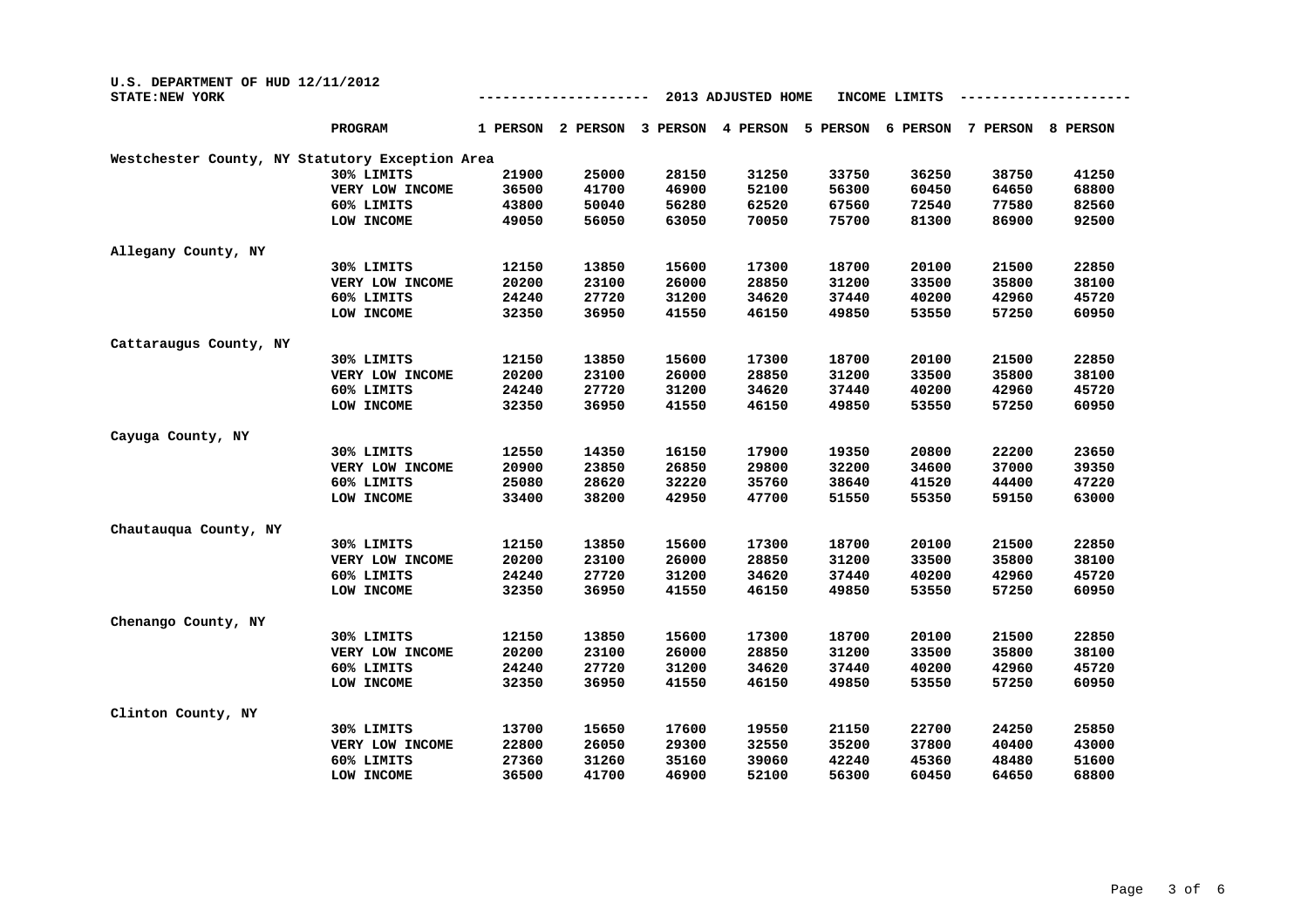U.S. DEPARTMENT OF HUD 12/11/2012
STATE:NEW YORK

2013 ADJUSTED HOME INCOME LIMITS

| | PROGRAM | 1 PERSON | 2 PERSON | 3 PERSON | 4 PERSON | 5 PERSON | 6 PERSON | 7 PERSON | 8 PERSON |
|---|---|---|---|---|---|---|---|---|---|
| Westchester County, NY Statutory Exception Area | | | | | | | | | |
| | 30% LIMITS | 21900 | 25000 | 28150 | 31250 | 33750 | 36250 | 38750 | 41250 |
| | VERY LOW INCOME | 36500 | 41700 | 46900 | 52100 | 56300 | 60450 | 64650 | 68800 |
| | 60% LIMITS | 43800 | 50040 | 56280 | 62520 | 67560 | 72540 | 77580 | 82560 |
| | LOW INCOME | 49050 | 56050 | 63050 | 70050 | 75700 | 81300 | 86900 | 92500 |
| Allegany County, NY | | | | | | | | | |
| | 30% LIMITS | 12150 | 13850 | 15600 | 17300 | 18700 | 20100 | 21500 | 22850 |
| | VERY LOW INCOME | 20200 | 23100 | 26000 | 28850 | 31200 | 33500 | 35800 | 38100 |
| | 60% LIMITS | 24240 | 27720 | 31200 | 34620 | 37440 | 40200 | 42960 | 45720 |
| | LOW INCOME | 32350 | 36950 | 41550 | 46150 | 49850 | 53550 | 57250 | 60950 |
| Cattaraugus County, NY | | | | | | | | | |
| | 30% LIMITS | 12150 | 13850 | 15600 | 17300 | 18700 | 20100 | 21500 | 22850 |
| | VERY LOW INCOME | 20200 | 23100 | 26000 | 28850 | 31200 | 33500 | 35800 | 38100 |
| | 60% LIMITS | 24240 | 27720 | 31200 | 34620 | 37440 | 40200 | 42960 | 45720 |
| | LOW INCOME | 32350 | 36950 | 41550 | 46150 | 49850 | 53550 | 57250 | 60950 |
| Cayuga County, NY | | | | | | | | | |
| | 30% LIMITS | 12550 | 14350 | 16150 | 17900 | 19350 | 20800 | 22200 | 23650 |
| | VERY LOW INCOME | 20900 | 23850 | 26850 | 29800 | 32200 | 34600 | 37000 | 39350 |
| | 60% LIMITS | 25080 | 28620 | 32220 | 35760 | 38640 | 41520 | 44400 | 47220 |
| | LOW INCOME | 33400 | 38200 | 42950 | 47700 | 51550 | 55350 | 59150 | 63000 |
| Chautauqua County, NY | | | | | | | | | |
| | 30% LIMITS | 12150 | 13850 | 15600 | 17300 | 18700 | 20100 | 21500 | 22850 |
| | VERY LOW INCOME | 20200 | 23100 | 26000 | 28850 | 31200 | 33500 | 35800 | 38100 |
| | 60% LIMITS | 24240 | 27720 | 31200 | 34620 | 37440 | 40200 | 42960 | 45720 |
| | LOW INCOME | 32350 | 36950 | 41550 | 46150 | 49850 | 53550 | 57250 | 60950 |
| Chenango County, NY | | | | | | | | | |
| | 30% LIMITS | 12150 | 13850 | 15600 | 17300 | 18700 | 20100 | 21500 | 22850 |
| | VERY LOW INCOME | 20200 | 23100 | 26000 | 28850 | 31200 | 33500 | 35800 | 38100 |
| | 60% LIMITS | 24240 | 27720 | 31200 | 34620 | 37440 | 40200 | 42960 | 45720 |
| | LOW INCOME | 32350 | 36950 | 41550 | 46150 | 49850 | 53550 | 57250 | 60950 |
| Clinton County, NY | | | | | | | | | |
| | 30% LIMITS | 13700 | 15650 | 17600 | 19550 | 21150 | 22700 | 24250 | 25850 |
| | VERY LOW INCOME | 22800 | 26050 | 29300 | 32550 | 35200 | 37800 | 40400 | 43000 |
| | 60% LIMITS | 27360 | 31260 | 35160 | 39060 | 42240 | 45360 | 48480 | 51600 |
| | LOW INCOME | 36500 | 41700 | 46900 | 52100 | 56300 | 60450 | 64650 | 68800 |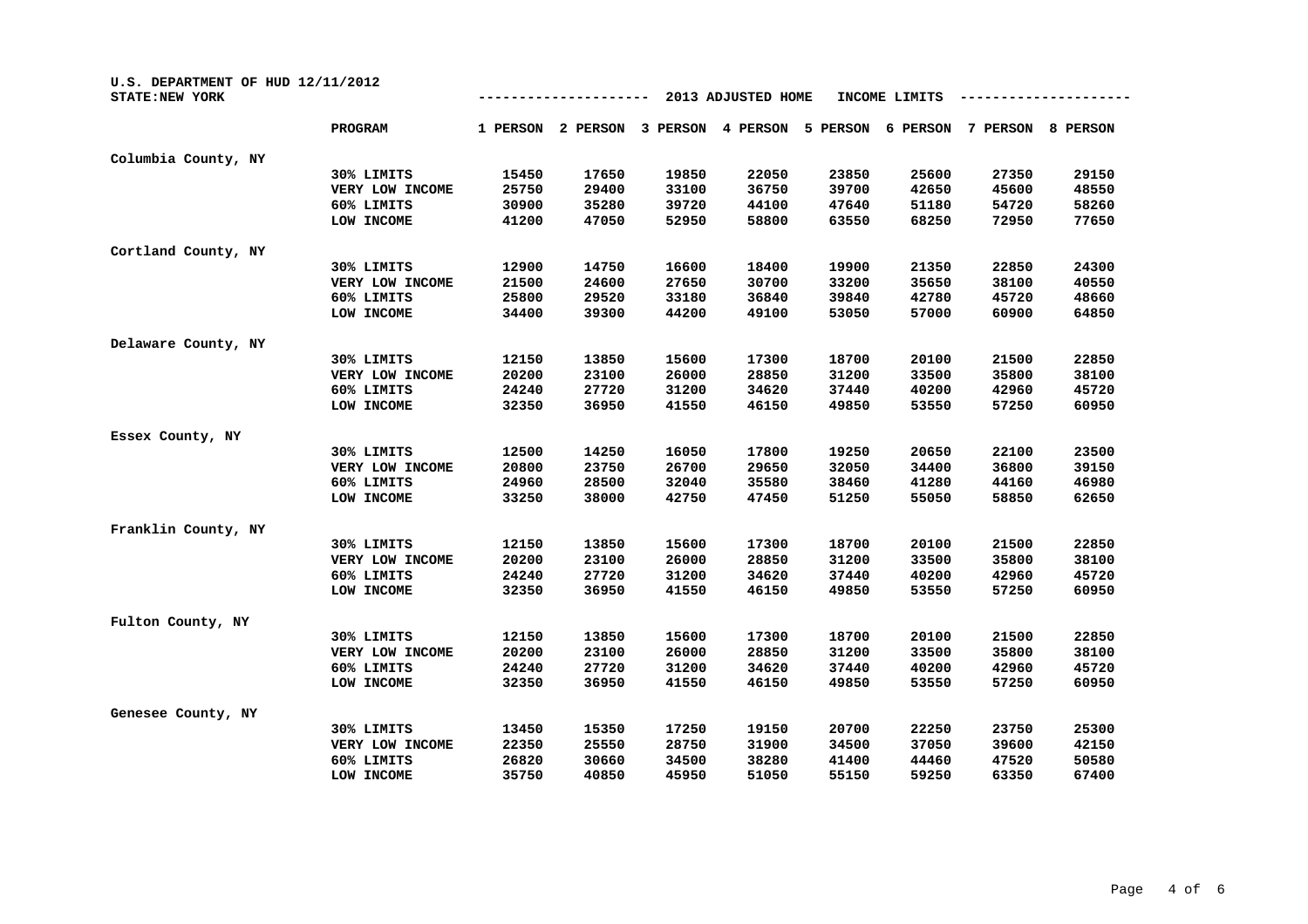U.S. DEPARTMENT OF HUD 12/11/2012
STATE:NEW YORK

**2013 ADJUSTED HOME INCOME LIMITS**

| | PROGRAM | 1 PERSON | 2 PERSON | 3 PERSON | 4 PERSON | 5 PERSON | 6 PERSON | 7 PERSON | 8 PERSON |
|---|---|---|---|---|---|---|---|---|---|
| Columbia County, NY | | | | | | | | | |
| | 30% LIMITS | 15450 | 17650 | 19850 | 22050 | 23850 | 25600 | 27350 | 29150 |
| | VERY LOW INCOME | 25750 | 29400 | 33100 | 36750 | 39700 | 42650 | 45600 | 48550 |
| | 60% LIMITS | 30900 | 35280 | 39720 | 44100 | 47640 | 51180 | 54720 | 58260 |
| | LOW INCOME | 41200 | 47050 | 52950 | 58800 | 63550 | 68250 | 72950 | 77650 |
| Cortland County, NY | | | | | | | | | |
| | 30% LIMITS | 12900 | 14750 | 16600 | 18400 | 19900 | 21350 | 22850 | 24300 |
| | VERY LOW INCOME | 21500 | 24600 | 27650 | 30700 | 33200 | 35650 | 38100 | 40550 |
| | 60% LIMITS | 25800 | 29520 | 33180 | 36840 | 39840 | 42780 | 45720 | 48660 |
| | LOW INCOME | 34400 | 39300 | 44200 | 49100 | 53050 | 57000 | 60900 | 64850 |
| Delaware County, NY | | | | | | | | | |
| | 30% LIMITS | 12150 | 13850 | 15600 | 17300 | 18700 | 20100 | 21500 | 22850 |
| | VERY LOW INCOME | 20200 | 23100 | 26000 | 28850 | 31200 | 33500 | 35800 | 38100 |
| | 60% LIMITS | 24240 | 27720 | 31200 | 34620 | 37440 | 40200 | 42960 | 45720 |
| | LOW INCOME | 32350 | 36950 | 41550 | 46150 | 49850 | 53550 | 57250 | 60950 |
| Essex County, NY | | | | | | | | | |
| | 30% LIMITS | 12500 | 14250 | 16050 | 17800 | 19250 | 20650 | 22100 | 23500 |
| | VERY LOW INCOME | 20800 | 23750 | 26700 | 29650 | 32050 | 34400 | 36800 | 39150 |
| | 60% LIMITS | 24960 | 28500 | 32040 | 35580 | 38460 | 41280 | 44160 | 46980 |
| | LOW INCOME | 33250 | 38000 | 42750 | 47450 | 51250 | 55050 | 58850 | 62650 |
| Franklin County, NY | | | | | | | | | |
| | 30% LIMITS | 12150 | 13850 | 15600 | 17300 | 18700 | 20100 | 21500 | 22850 |
| | VERY LOW INCOME | 20200 | 23100 | 26000 | 28850 | 31200 | 33500 | 35800 | 38100 |
| | 60% LIMITS | 24240 | 27720 | 31200 | 34620 | 37440 | 40200 | 42960 | 45720 |
| | LOW INCOME | 32350 | 36950 | 41550 | 46150 | 49850 | 53550 | 57250 | 60950 |
| Fulton County, NY | | | | | | | | | |
| | 30% LIMITS | 12150 | 13850 | 15600 | 17300 | 18700 | 20100 | 21500 | 22850 |
| | VERY LOW INCOME | 20200 | 23100 | 26000 | 28850 | 31200 | 33500 | 35800 | 38100 |
| | 60% LIMITS | 24240 | 27720 | 31200 | 34620 | 37440 | 40200 | 42960 | 45720 |
| | LOW INCOME | 32350 | 36950 | 41550 | 46150 | 49850 | 53550 | 57250 | 60950 |
| Genesee County, NY | | | | | | | | | |
| | 30% LIMITS | 13450 | 15350 | 17250 | 19150 | 20700 | 22250 | 23750 | 25300 |
| | VERY LOW INCOME | 22350 | 25550 | 28750 | 31900 | 34500 | 37050 | 39600 | 42150 |
| | 60% LIMITS | 26820 | 30660 | 34500 | 38280 | 41400 | 44460 | 47520 | 50580 |
| | LOW INCOME | 35750 | 40850 | 45950 | 51050 | 55150 | 59250 | 63350 | 67400 |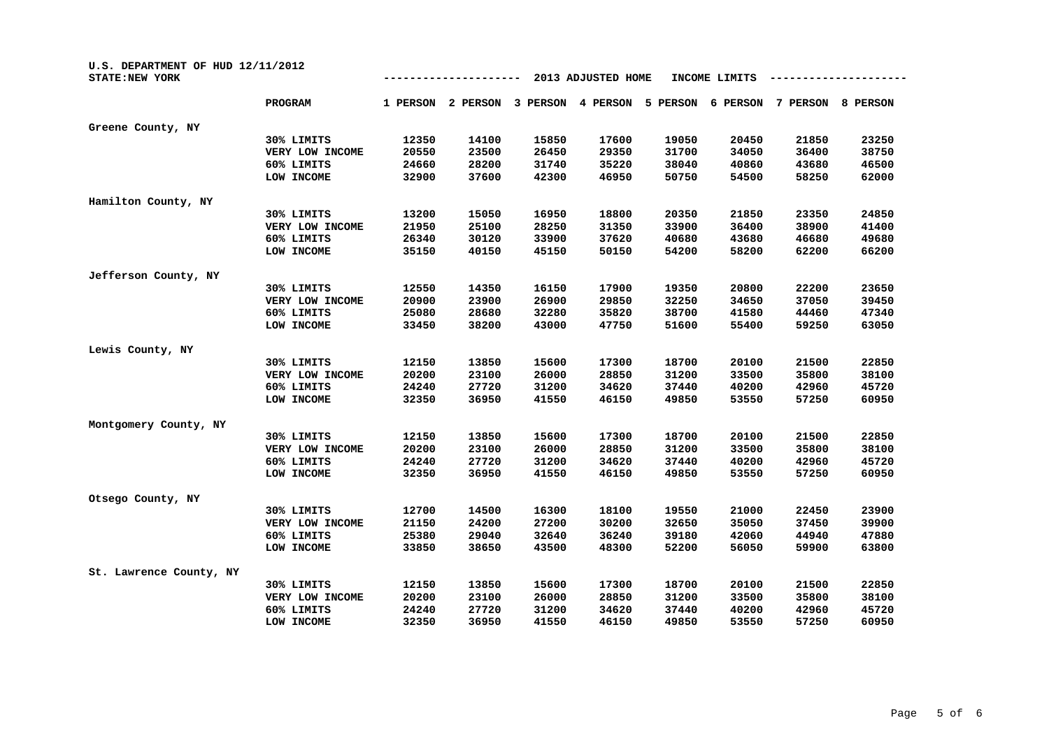U.S. DEPARTMENT OF HUD 12/11/2012
STATE:NEW YORK

## 2013 ADJUSTED HOME INCOME LIMITS

| | PROGRAM | 1 PERSON | 2 PERSON | 3 PERSON | 4 PERSON | 5 PERSON | 6 PERSON | 7 PERSON | 8 PERSON |
|---|---|---|---|---|---|---|---|---|---|
| Greene County, NY | | | | | | | | | |
| | 30% LIMITS | 12350 | 14100 | 15850 | 17600 | 19050 | 20450 | 21850 | 23250 |
| | VERY LOW INCOME | 20550 | 23500 | 26450 | 29350 | 31700 | 34050 | 36400 | 38750 |
| | 60% LIMITS | 24660 | 28200 | 31740 | 35220 | 38040 | 40860 | 43680 | 46500 |
| | LOW INCOME | 32900 | 37600 | 42300 | 46950 | 50750 | 54500 | 58250 | 62000 |
| Hamilton County, NY | | | | | | | | | |
| | 30% LIMITS | 13200 | 15050 | 16950 | 18800 | 20350 | 21850 | 23350 | 24850 |
| | VERY LOW INCOME | 21950 | 25100 | 28250 | 31350 | 33900 | 36400 | 38900 | 41400 |
| | 60% LIMITS | 26340 | 30120 | 33900 | 37620 | 40680 | 43680 | 46680 | 49680 |
| | LOW INCOME | 35150 | 40150 | 45150 | 50150 | 54200 | 58200 | 62200 | 66200 |
| Jefferson County, NY | | | | | | | | | |
| | 30% LIMITS | 12550 | 14350 | 16150 | 17900 | 19350 | 20800 | 22200 | 23650 |
| | VERY LOW INCOME | 20900 | 23900 | 26900 | 29850 | 32250 | 34650 | 37050 | 39450 |
| | 60% LIMITS | 25080 | 28680 | 32280 | 35820 | 38700 | 41580 | 44460 | 47340 |
| | LOW INCOME | 33450 | 38200 | 43000 | 47750 | 51600 | 55400 | 59250 | 63050 |
| Lewis County, NY | | | | | | | | | |
| | 30% LIMITS | 12150 | 13850 | 15600 | 17300 | 18700 | 20100 | 21500 | 22850 |
| | VERY LOW INCOME | 20200 | 23100 | 26000 | 28850 | 31200 | 33500 | 35800 | 38100 |
| | 60% LIMITS | 24240 | 27720 | 31200 | 34620 | 37440 | 40200 | 42960 | 45720 |
| | LOW INCOME | 32350 | 36950 | 41550 | 46150 | 49850 | 53550 | 57250 | 60950 |
| Montgomery County, NY | | | | | | | | | |
| | 30% LIMITS | 12150 | 13850 | 15600 | 17300 | 18700 | 20100 | 21500 | 22850 |
| | VERY LOW INCOME | 20200 | 23100 | 26000 | 28850 | 31200 | 33500 | 35800 | 38100 |
| | 60% LIMITS | 24240 | 27720 | 31200 | 34620 | 37440 | 40200 | 42960 | 45720 |
| | LOW INCOME | 32350 | 36950 | 41550 | 46150 | 49850 | 53550 | 57250 | 60950 |
| Otsego County, NY | | | | | | | | | |
| | 30% LIMITS | 12700 | 14500 | 16300 | 18100 | 19550 | 21000 | 22450 | 23900 |
| | VERY LOW INCOME | 21150 | 24200 | 27200 | 30200 | 32650 | 35050 | 37450 | 39900 |
| | 60% LIMITS | 25380 | 29040 | 32640 | 36240 | 39180 | 42060 | 44940 | 47880 |
| | LOW INCOME | 33850 | 38650 | 43500 | 48300 | 52200 | 56050 | 59900 | 63800 |
| St. Lawrence County, NY | | | | | | | | | |
| | 30% LIMITS | 12150 | 13850 | 15600 | 17300 | 18700 | 20100 | 21500 | 22850 |
| | VERY LOW INCOME | 20200 | 23100 | 26000 | 28850 | 31200 | 33500 | 35800 | 38100 |
| | 60% LIMITS | 24240 | 27720 | 31200 | 34620 | 37440 | 40200 | 42960 | 45720 |
| | LOW INCOME | 32350 | 36950 | 41550 | 46150 | 49850 | 53550 | 57250 | 60950 |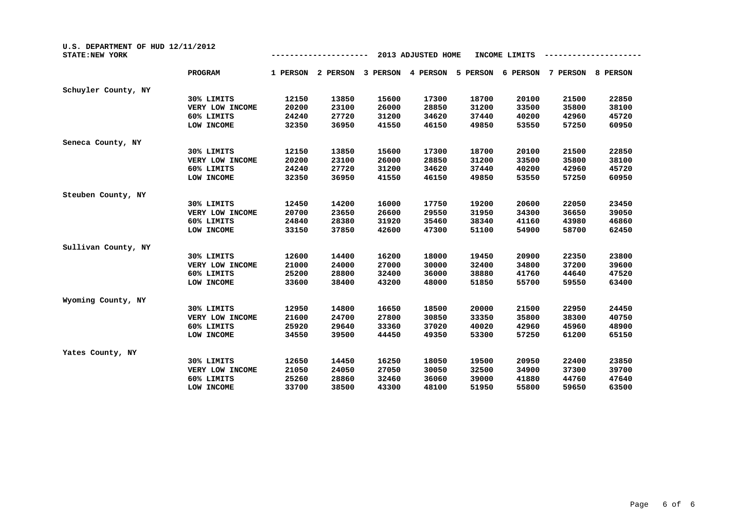U.S. DEPARTMENT OF HUD 12/11/2012
STATE:NEW YORK

2013 ADJUSTED HOME INCOME LIMITS

| | PROGRAM | 1 PERSON | 2 PERSON | 3 PERSON | 4 PERSON | 5 PERSON | 6 PERSON | 7 PERSON | 8 PERSON |
|---|---|---|---|---|---|---|---|---|---|
| Schuyler County, NY | | | | | | | | | |
| | 30% LIMITS | 12150 | 13850 | 15600 | 17300 | 18700 | 20100 | 21500 | 22850 |
| | VERY LOW INCOME | 20200 | 23100 | 26000 | 28850 | 31200 | 33500 | 35800 | 38100 |
| | 60% LIMITS | 24240 | 27720 | 31200 | 34620 | 37440 | 40200 | 42960 | 45720 |
| | LOW INCOME | 32350 | 36950 | 41550 | 46150 | 49850 | 53550 | 57250 | 60950 |
| Seneca County, NY | | | | | | | | | |
| | 30% LIMITS | 12150 | 13850 | 15600 | 17300 | 18700 | 20100 | 21500 | 22850 |
| | VERY LOW INCOME | 20200 | 23100 | 26000 | 28850 | 31200 | 33500 | 35800 | 38100 |
| | 60% LIMITS | 24240 | 27720 | 31200 | 34620 | 37440 | 40200 | 42960 | 45720 |
| | LOW INCOME | 32350 | 36950 | 41550 | 46150 | 49850 | 53550 | 57250 | 60950 |
| Steuben County, NY | | | | | | | | | |
| | 30% LIMITS | 12450 | 14200 | 16000 | 17750 | 19200 | 20600 | 22050 | 23450 |
| | VERY LOW INCOME | 20700 | 23650 | 26600 | 29550 | 31950 | 34300 | 36650 | 39050 |
| | 60% LIMITS | 24840 | 28380 | 31920 | 35460 | 38340 | 41160 | 43980 | 46860 |
| | LOW INCOME | 33150 | 37850 | 42600 | 47300 | 51100 | 54900 | 58700 | 62450 |
| Sullivan County, NY | | | | | | | | | |
| | 30% LIMITS | 12600 | 14400 | 16200 | 18000 | 19450 | 20900 | 22350 | 23800 |
| | VERY LOW INCOME | 21000 | 24000 | 27000 | 30000 | 32400 | 34800 | 37200 | 39600 |
| | 60% LIMITS | 25200 | 28800 | 32400 | 36000 | 38880 | 41760 | 44640 | 47520 |
| | LOW INCOME | 33600 | 38400 | 43200 | 48000 | 51850 | 55700 | 59550 | 63400 |
| Wyoming County, NY | | | | | | | | | |
| | 30% LIMITS | 12950 | 14800 | 16650 | 18500 | 20000 | 21500 | 22950 | 24450 |
| | VERY LOW INCOME | 21600 | 24700 | 27800 | 30850 | 33350 | 35800 | 38300 | 40750 |
| | 60% LIMITS | 25920 | 29640 | 33360 | 37020 | 40020 | 42960 | 45960 | 48900 |
| | LOW INCOME | 34550 | 39500 | 44450 | 49350 | 53300 | 57250 | 61200 | 65150 |
| Yates County, NY | | | | | | | | | |
| | 30% LIMITS | 12650 | 14450 | 16250 | 18050 | 19500 | 20950 | 22400 | 23850 |
| | VERY LOW INCOME | 21050 | 24050 | 27050 | 30050 | 32500 | 34900 | 37300 | 39700 |
| | 60% LIMITS | 25260 | 28860 | 32460 | 36060 | 39000 | 41880 | 44760 | 47640 |
| | LOW INCOME | 33700 | 38500 | 43300 | 48100 | 51950 | 55800 | 59650 | 63500 |